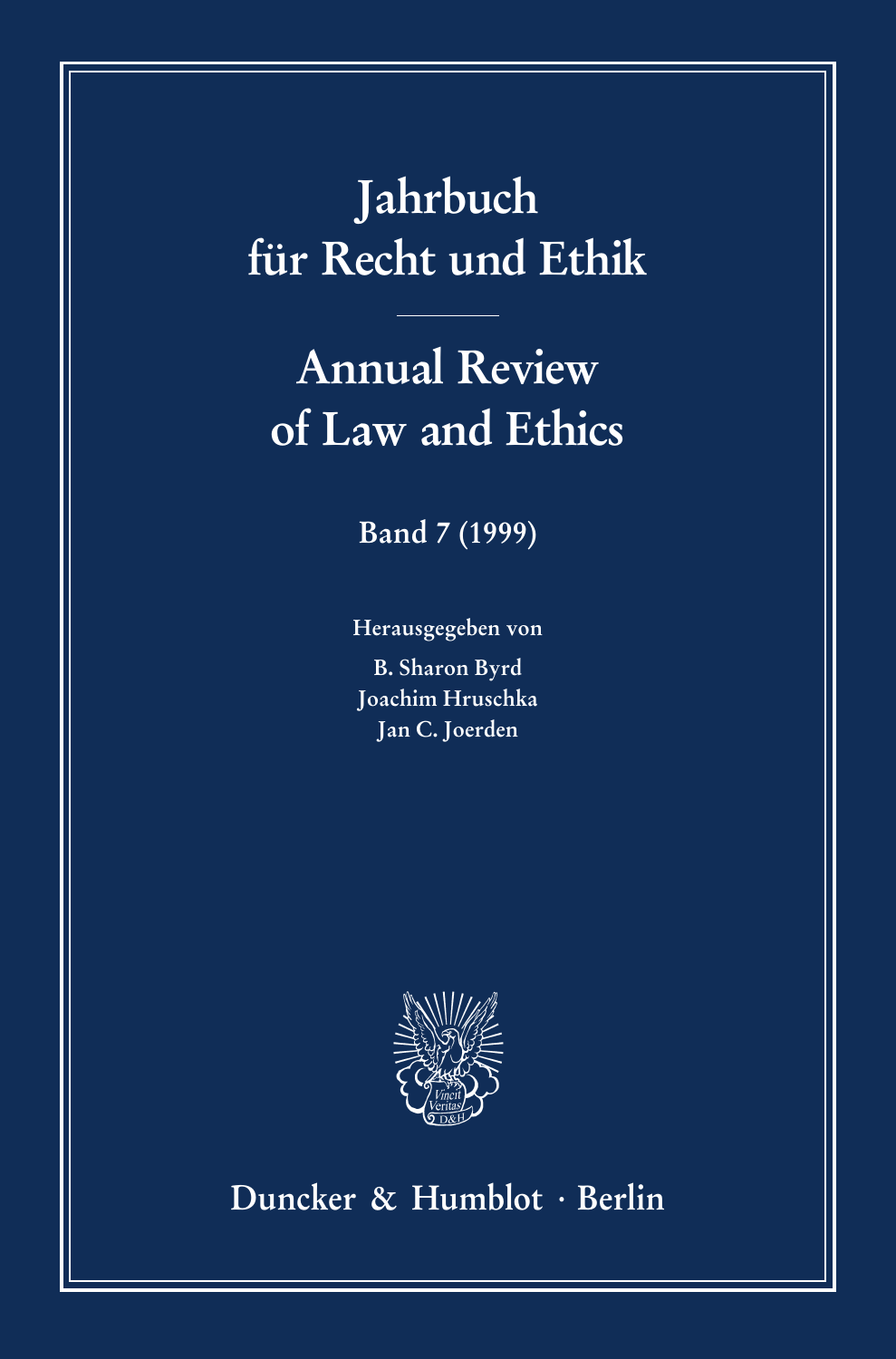# Jahrbuch für Recht und Ethik

# Annual Review of Law and Ethics

**Band 7 (1999)**

**Herausgegeben von**

**B. Sharon Byrd**
**Joachim Hruschka**
**Jan C. Joerden**

**Duncker & Humblot · Berlin**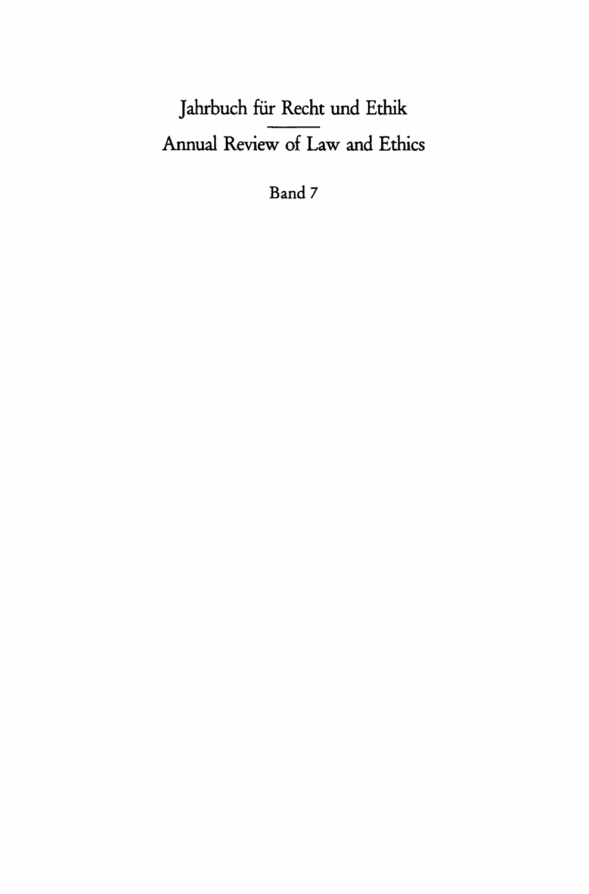# Jahrbuch für Recht und Ethik

---

# Annual Review of Law and Ethics

Band 7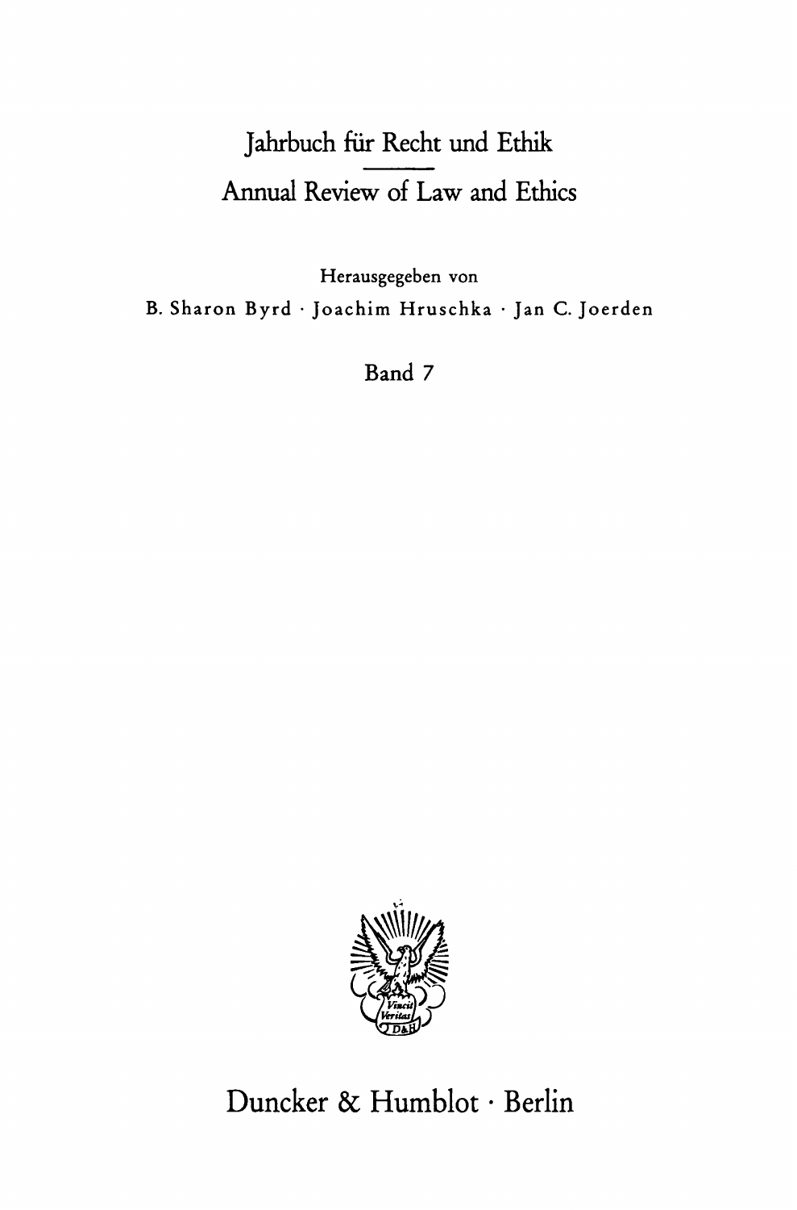# Jahrbuch für Recht und Ethik

# Annual Review of Law and Ethics

Herausgegeben von

B. Sharon Byrd · Joachim Hruschka · Jan C. Joerden

Band 7

Duncker & Humblot · Berlin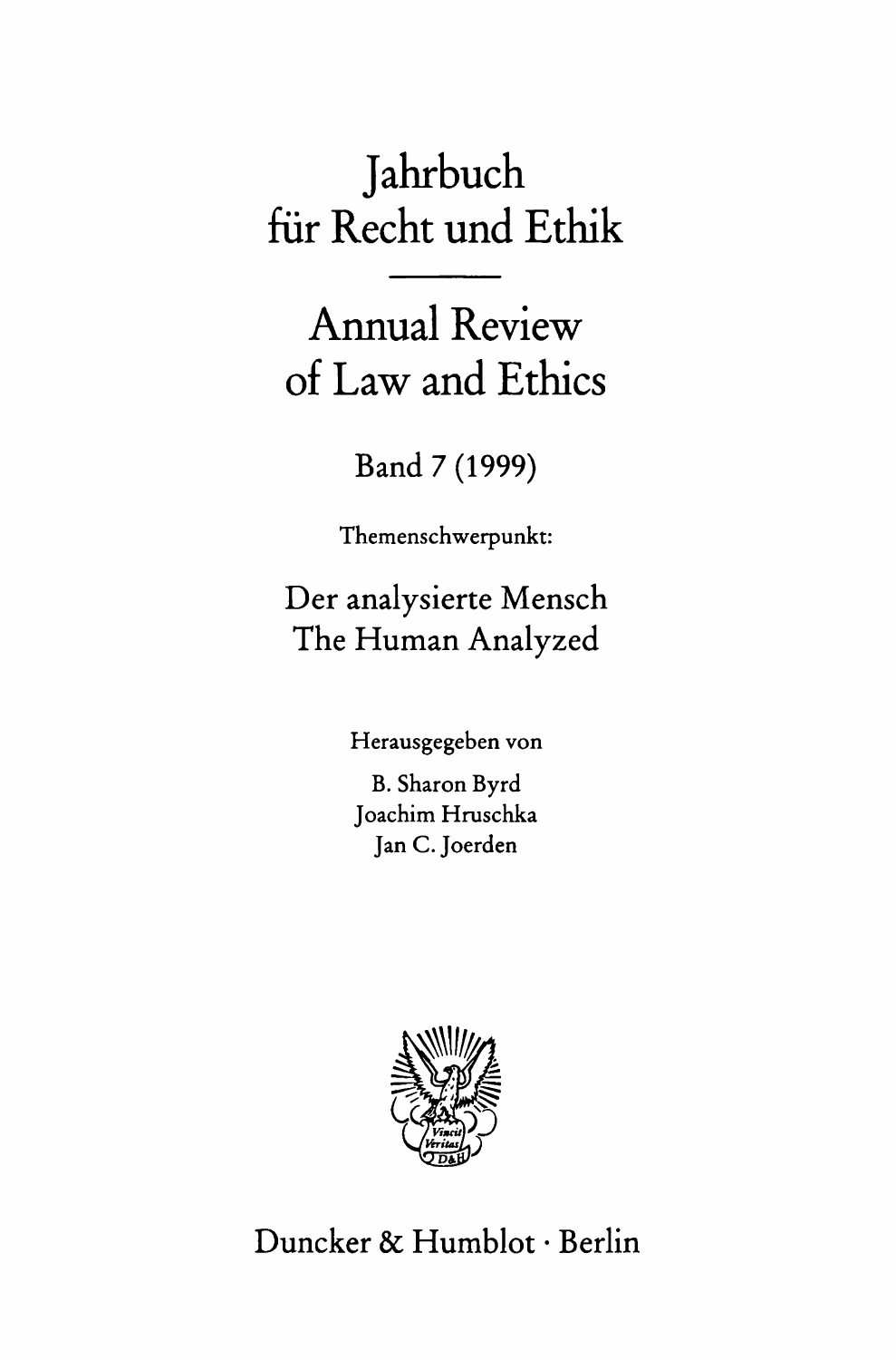# Jahrbuch für Recht und Ethik

# Annual Review of Law and Ethics

Band 7 (1999)

Themenschwerpunkt:

## Der analysierte Mensch
## The Human Analyzed

Herausgegeben von

B. Sharon Byrd
Joachim Hruschka
Jan C. Joerden

Duncker & Humblot · Berlin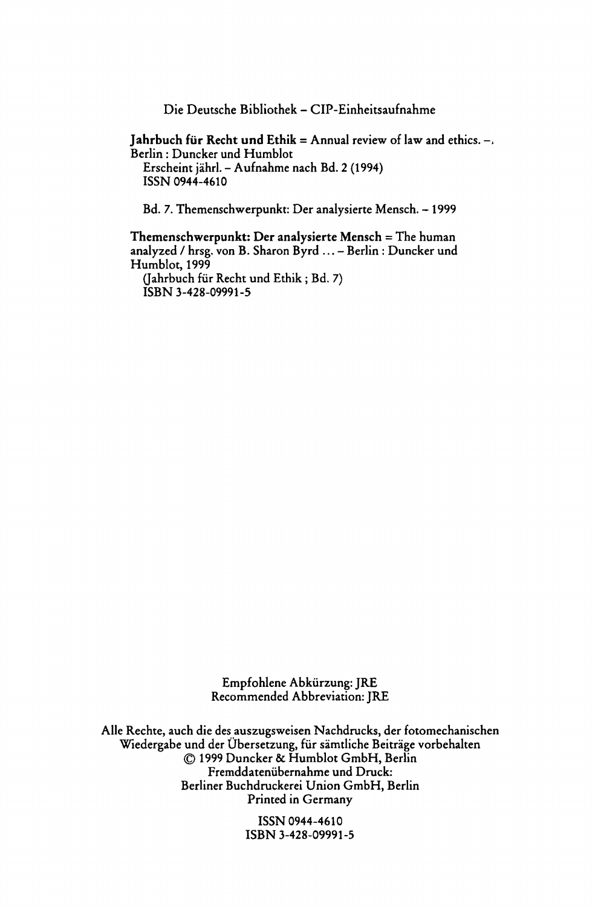Die Deutsche Bibliothek – CIP-Einheitsaufnahme

**Jahrbuch für Recht und Ethik** = Annual review of law and ethics. –. Berlin : Duncker und Humblot
Erscheint jährl. – Aufnahme nach Bd. 2 (1994)
ISSN 0944-4610

Bd. 7. Themenschwerpunkt: Der analysierte Mensch. – 1999

**Themenschwerpunkt: Der analysierte Mensch** = The human analyzed / hrsg. von B. Sharon Byrd ... – Berlin : Duncker und Humblot, 1999
(Jahrbuch für Recht und Ethik ; Bd. 7)
ISBN 3-428-09991-5

Empfohlene Abkürzung: JRE
Recommended Abbreviation: JRE

Alle Rechte, auch die des auszugsweisen Nachdrucks, der fotomechanischen Wiedergabe und der Übersetzung, für sämtliche Beiträge vorbehalten
© 1999 Duncker & Humblot GmbH, Berlin
Fremddatenübernahme und Druck:
Berliner Buchdruckerei Union GmbH, Berlin
Printed in Germany

ISSN 0944-4610
ISBN 3-428-09991-5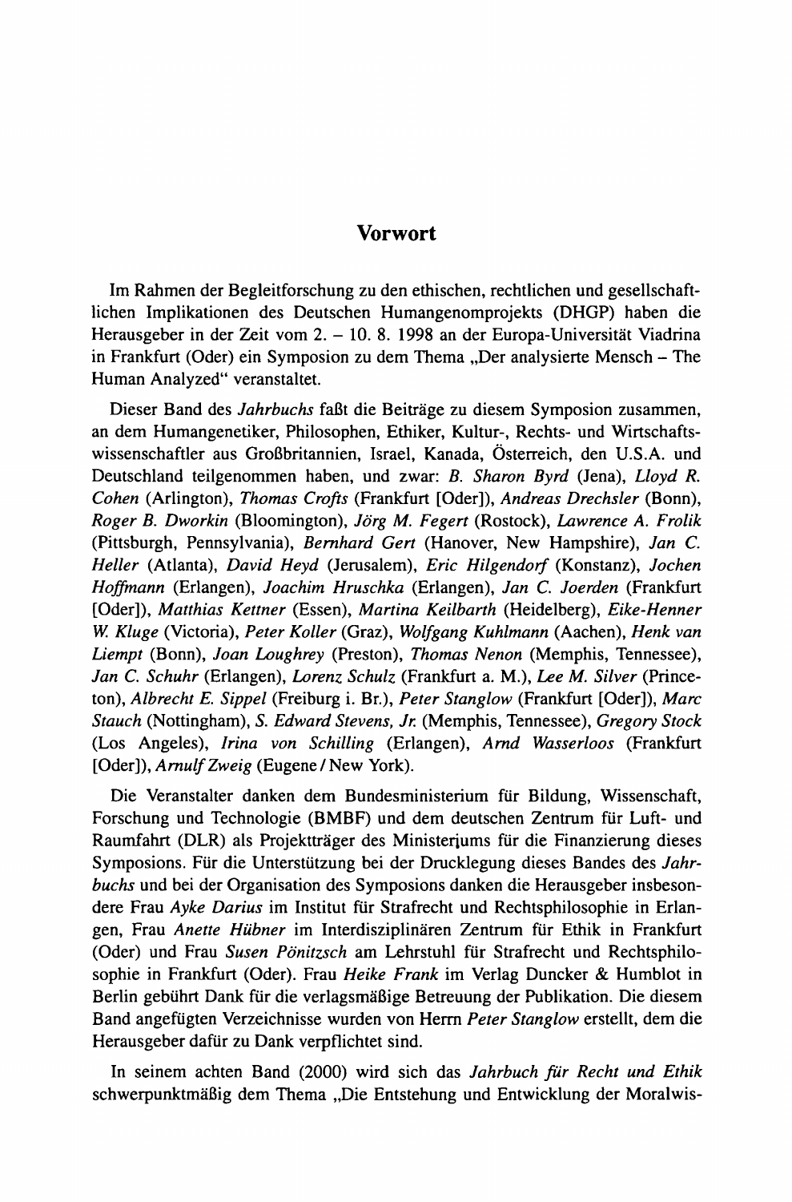# Vorwort

Im Rahmen der Begleitforschung zu den ethischen, rechtlichen und gesellschaftlichen Implikationen des Deutschen Humangenomprojekts (DHGP) haben die Herausgeber in der Zeit vom 2. – 10. 8. 1998 an der Europa-Universität Viadrina in Frankfurt (Oder) ein Symposion zu dem Thema „Der analysierte Mensch – The Human Analyzed" veranstaltet.

Dieser Band des *Jahrbuchs* faßt die Beiträge zu diesem Symposion zusammen, an dem Humangenetiker, Philosophen, Ethiker, Kultur-, Rechts- und Wirtschaftswissenschaftler aus Großbritannien, Israel, Kanada, Österreich, den U.S.A. und Deutschland teilgenommen haben, und zwar: *B. Sharon Byrd* (Jena), *Lloyd R. Cohen* (Arlington), *Thomas Crofts* (Frankfurt [Oder]), *Andreas Drechsler* (Bonn), *Roger B. Dworkin* (Bloomington), *Jörg M. Fegert* (Rostock), *Lawrence A. Frolik* (Pittsburgh, Pennsylvania), *Bernhard Gert* (Hanover, New Hampshire), *Jan C. Heller* (Atlanta), *David Heyd* (Jerusalem), *Eric Hilgendorf* (Konstanz), *Jochen Hoffmann* (Erlangen), *Joachim Hruschka* (Erlangen), *Jan C. Joerden* (Frankfurt [Oder]), *Matthias Kettner* (Essen), *Martina Keilbarth* (Heidelberg), *Eike-Henner W. Kluge* (Victoria), *Peter Koller* (Graz), *Wolfgang Kuhlmann* (Aachen), *Henk van Liempt* (Bonn), *Joan Loughrey* (Preston), *Thomas Nenon* (Memphis, Tennessee), *Jan C. Schuhr* (Erlangen), *Lorenz Schulz* (Frankfurt a. M.), *Lee M. Silver* (Princeton), *Albrecht E. Sippel* (Freiburg i. Br.), *Peter Stanglow* (Frankfurt [Oder]), *Marc Stauch* (Nottingham), *S. Edward Stevens, Jr.* (Memphis, Tennessee), *Gregory Stock* (Los Angeles), *Irina von Schilling* (Erlangen), *Arnd Wasserloos* (Frankfurt [Oder]), *Arnulf Zweig* (Eugene / New York).

Die Veranstalter danken dem Bundesministerium für Bildung, Wissenschaft, Forschung und Technologie (BMBF) und dem deutschen Zentrum für Luft- und Raumfahrt (DLR) als Projektträger des Ministeriums für die Finanzierung dieses Symposions. Für die Unterstützung bei der Drucklegung dieses Bandes des *Jahrbuchs* und bei der Organisation des Symposions danken die Herausgeber insbesondere Frau *Ayke Darius* im Institut für Strafrecht und Rechtsphilosophie in Erlangen, Frau *Anette Hübner* im Interdisziplinären Zentrum für Ethik in Frankfurt (Oder) und Frau *Susen Pönitzsch* am Lehrstuhl für Strafrecht und Rechtsphilosophie in Frankfurt (Oder). Frau *Heike Frank* im Verlag Duncker & Humblot in Berlin gebührt Dank für die verlagsmäßige Betreuung der Publikation. Die diesem Band angefügten Verzeichnisse wurden von Herrn *Peter Stanglow* erstellt, dem die Herausgeber dafür zu Dank verpflichtet sind.

In seinem achten Band (2000) wird sich das *Jahrbuch für Recht und Ethik* schwerpunktmäßig dem Thema „Die Entstehung und Entwicklung der Moralwis-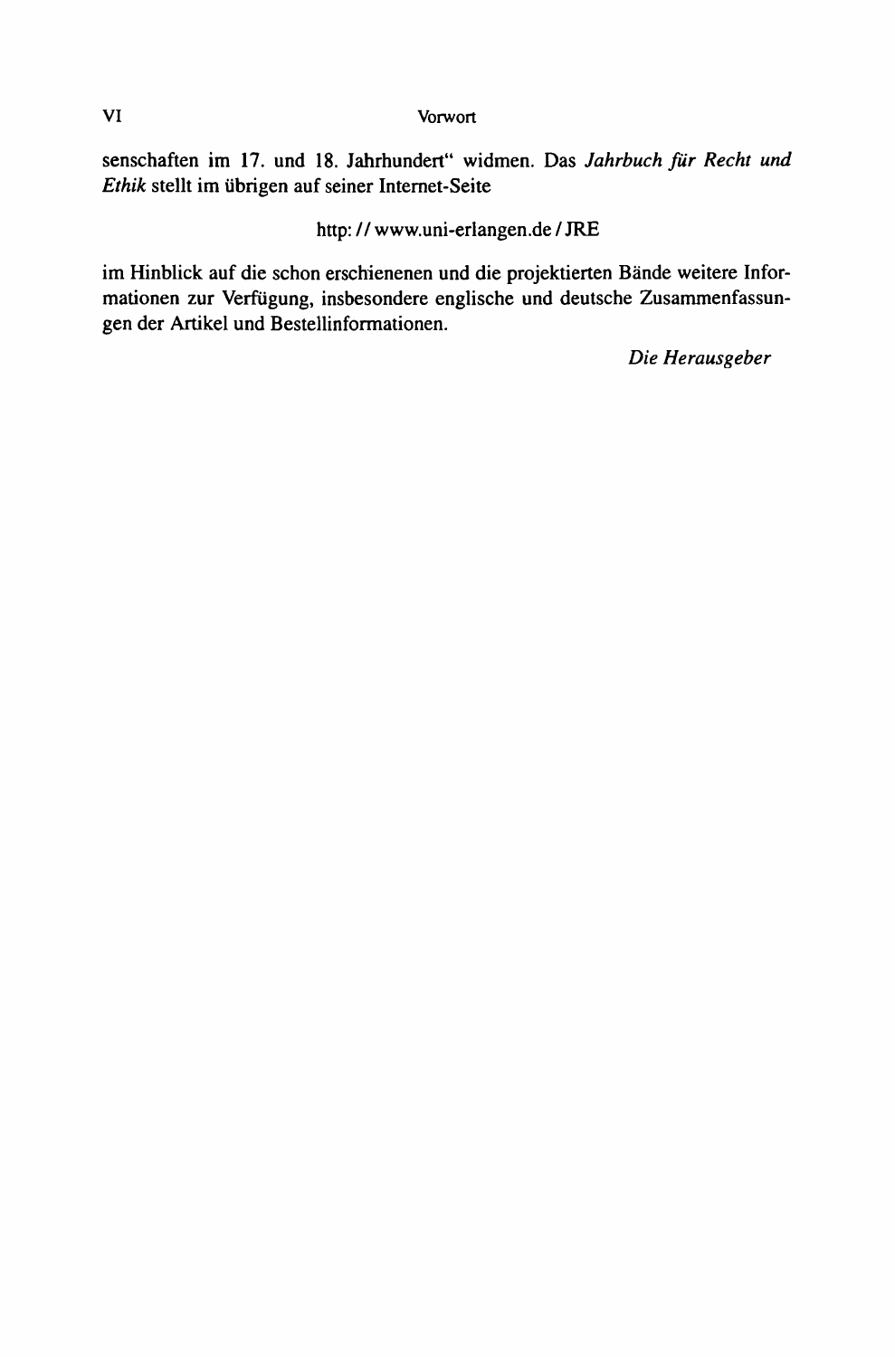senschaften im 17. und 18. Jahrhundert" widmen. Das *Jahrbuch für Recht und Ethik* stellt im übrigen auf seiner Internet-Seite

http: // www.uni-erlangen.de / JRE

im Hinblick auf die schon erschienenen und die projektierten Bände weitere Informationen zur Verfügung, insbesondere englische und deutsche Zusammenfassungen der Artikel und Bestellinformationen.

*Die Herausgeber*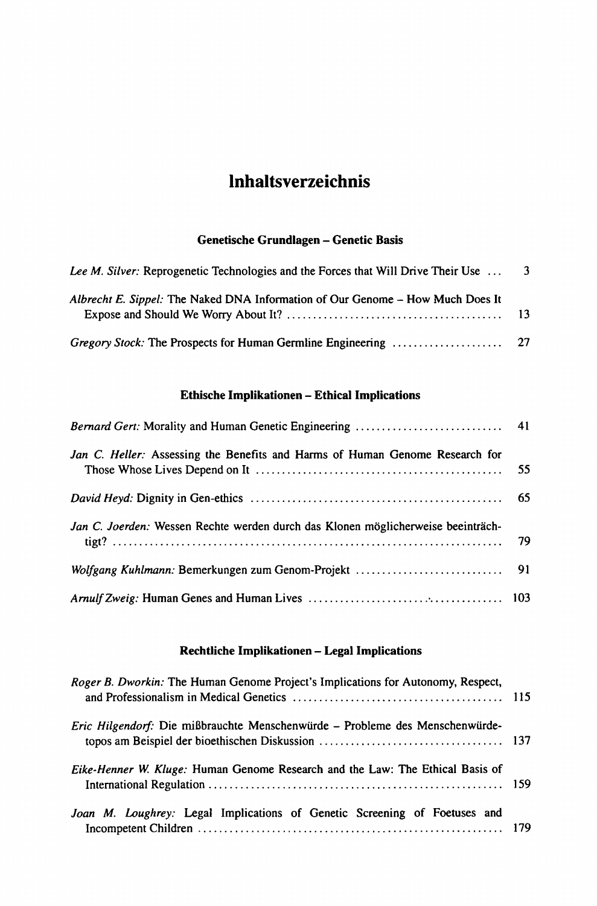# Inhaltsverzeichnis

## Genetische Grundlagen – Genetic Basis

*Lee M. Silver:* Reprogenetic Technologies and the Forces that Will Drive Their Use ... 3

*Albrecht E. Sippel:* The Naked DNA Information of Our Genome – How Much Does It Expose and Should We Worry About It? ... 13

*Gregory Stock:* The Prospects for Human Germline Engineering ... 27

## Ethische Implikationen – Ethical Implications

*Bernard Gert:* Morality and Human Genetic Engineering ... 41

*Jan C. Heller:* Assessing the Benefits and Harms of Human Genome Research for Those Whose Lives Depend on It ... 55

*David Heyd:* Dignity in Gen-ethics ... 65

*Jan C. Joerden:* Wessen Rechte werden durch das Klonen möglicherweise beeinträchtigt? ... 79

*Wolfgang Kuhlmann:* Bemerkungen zum Genom-Projekt ... 91

*Arnulf Zweig:* Human Genes and Human Lives ... 103

## Rechtliche Implikationen – Legal Implications

*Roger B. Dworkin:* The Human Genome Project's Implications for Autonomy, Respect, and Professionalism in Medical Genetics ... 115

*Eric Hilgendorf:* Die mißbrauchte Menschenwürde – Probleme des Menschenwürdetopos am Beispiel der bioethischen Diskussion ... 137

*Eike-Henner W. Kluge:* Human Genome Research and the Law: The Ethical Basis of International Regulation ... 159

*Joan M. Loughrey:* Legal Implications of Genetic Screening of Foetuses and Incompetent Children ... 179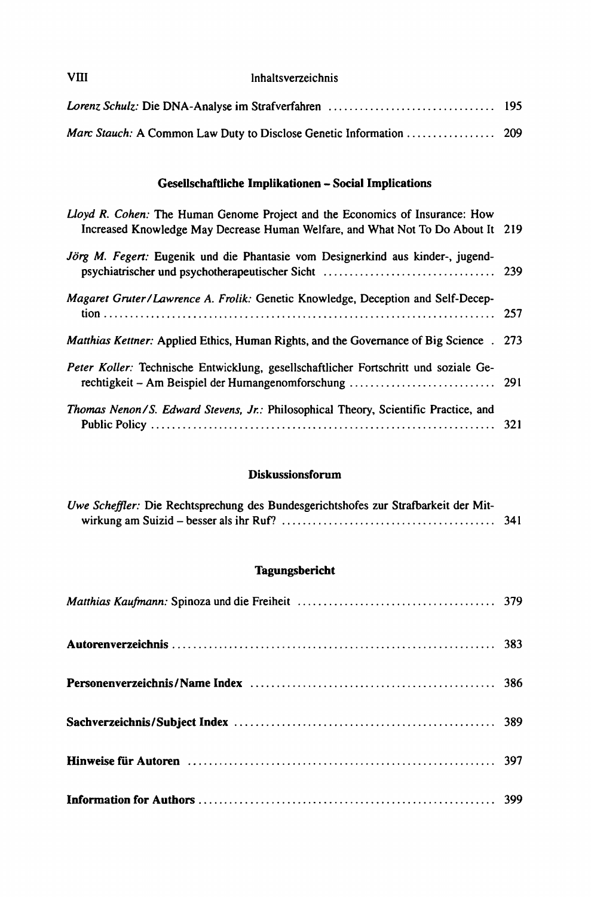*Lorenz Schulz:* Die DNA-Analyse im Strafverfahren ..... 195

*Marc Stauch:* A Common Law Duty to Disclose Genetic Information ..... 209

## Gesellschaftliche Implikationen – Social Implications

*Lloyd R. Cohen:* The Human Genome Project and the Economics of Insurance: How Increased Knowledge May Decrease Human Welfare, and What Not To Do About It 219

*Jörg M. Fegert:* Eugenik und die Phantasie vom Designerkind aus kinder-, jugendpsychiatrischer und psychotherapeutischer Sicht ..... 239

*Magaret Gruter/Lawrence A. Frolik:* Genetic Knowledge, Deception and Self-Deception ..... 257

*Matthias Kettner:* Applied Ethics, Human Rights, and the Governance of Big Science . 273

*Peter Koller:* Technische Entwicklung, gesellschaftlicher Fortschritt und soziale Gerechtigkeit – Am Beispiel der Humangenomforschung ..... 291

*Thomas Nenon/S. Edward Stevens, Jr.:* Philosophical Theory, Scientific Practice, and Public Policy ..... 321

## Diskussionsforum

*Uwe Scheffler:* Die Rechtsprechung des Bundesgerichtshofes zur Strafbarkeit der Mitwirkung am Suizid – besser als ihr Ruf? ..... 341

## Tagungsbericht

*Matthias Kaufmann:* Spinoza und die Freiheit ..... 379

**Autorenverzeichnis** ..... 383

**Personenverzeichnis/Name Index** ..... 386

**Sachverzeichnis/Subject Index** ..... 389

**Hinweise für Autoren** ..... 397

**Information for Authors** ..... 399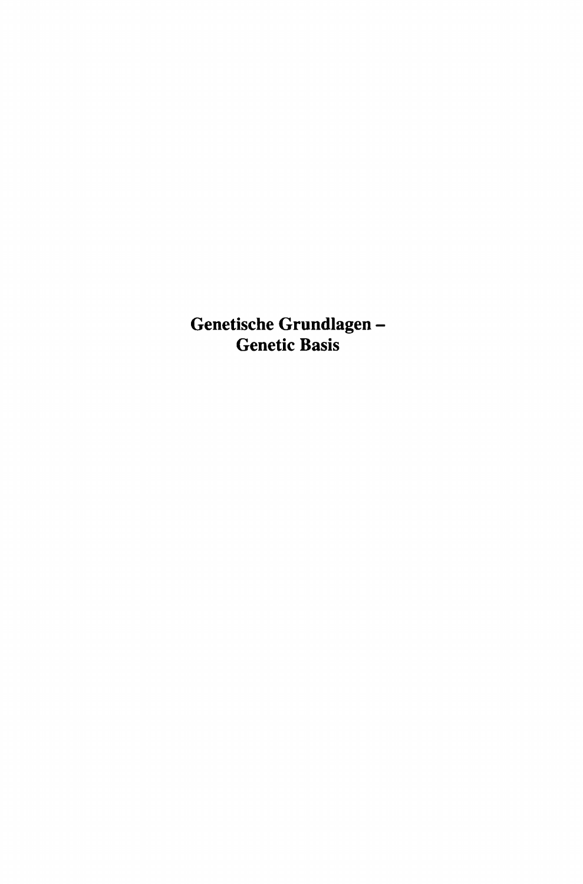# Genetische Grundlagen – Genetic Basis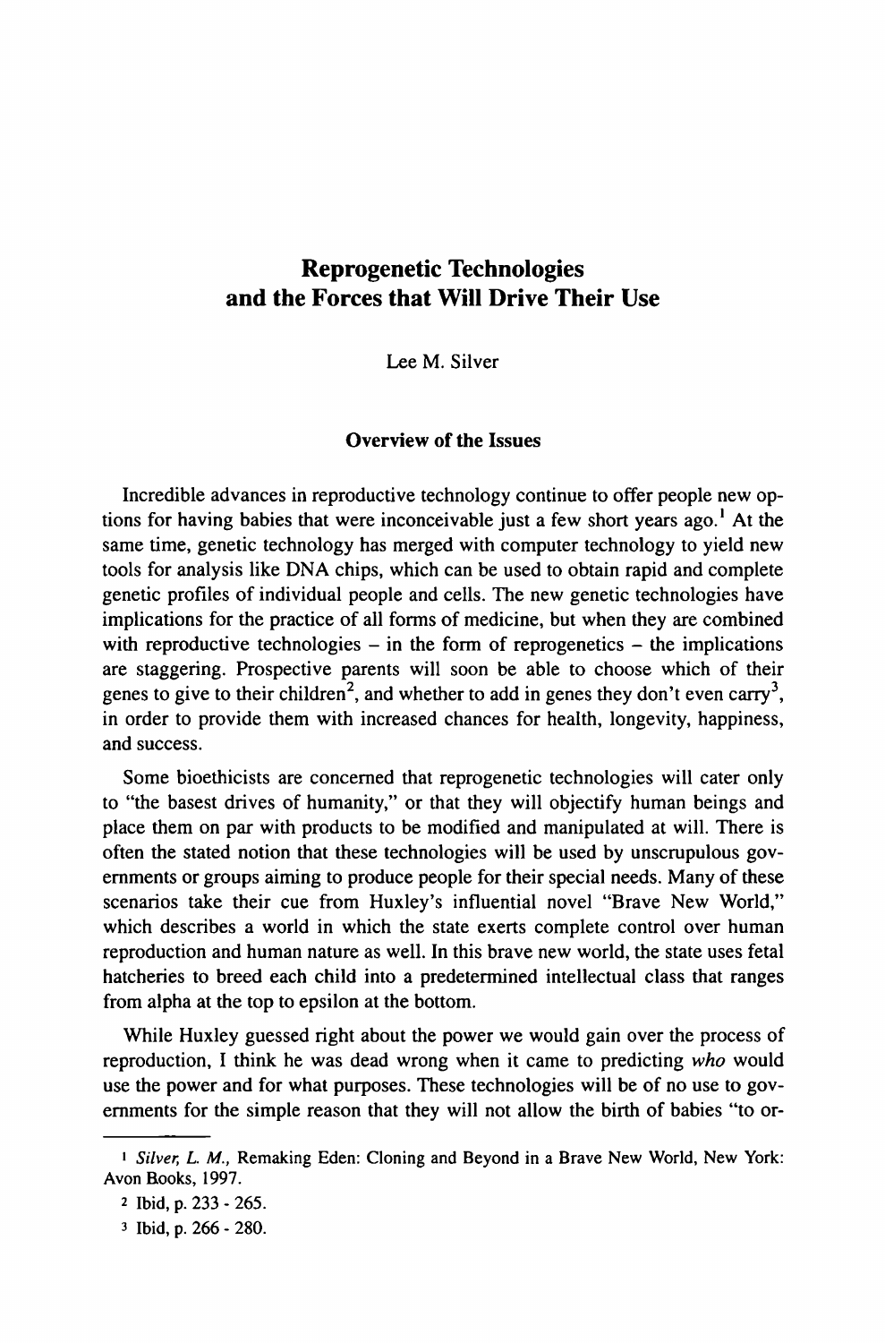# Reprogenetic Technologies and the Forces that Will Drive Their Use

Lee M. Silver

## Overview of the Issues

Incredible advances in reproductive technology continue to offer people new options for having babies that were inconceivable just a few short years ago.[1] At the same time, genetic technology has merged with computer technology to yield new tools for analysis like DNA chips, which can be used to obtain rapid and complete genetic profiles of individual people and cells. The new genetic technologies have implications for the practice of all forms of medicine, but when they are combined with reproductive technologies – in the form of reprogenetics – the implications are staggering. Prospective parents will soon be able to choose which of their genes to give to their children[2], and whether to add in genes they don't even carry[3], in order to provide them with increased chances for health, longevity, happiness, and success.

Some bioethicists are concerned that reprogenetic technologies will cater only to "the basest drives of humanity," or that they will objectify human beings and place them on par with products to be modified and manipulated at will. There is often the stated notion that these technologies will be used by unscrupulous governments or groups aiming to produce people for their special needs. Many of these scenarios take their cue from Huxley's influential novel "Brave New World," which describes a world in which the state exerts complete control over human reproduction and human nature as well. In this brave new world, the state uses fetal hatcheries to breed each child into a predetermined intellectual class that ranges from alpha at the top to epsilon at the bottom.

While Huxley guessed right about the power we would gain over the process of reproduction, I think he was dead wrong when it came to predicting *who* would use the power and for what purposes. These technologies will be of no use to governments for the simple reason that they will not allow the birth of babies "to or-

---

[1] *Silver, L. M.,* Remaking Eden: Cloning and Beyond in a Brave New World, New York: Avon Books, 1997.

[2] Ibid, p. 233 - 265.

[3] Ibid, p. 266 - 280.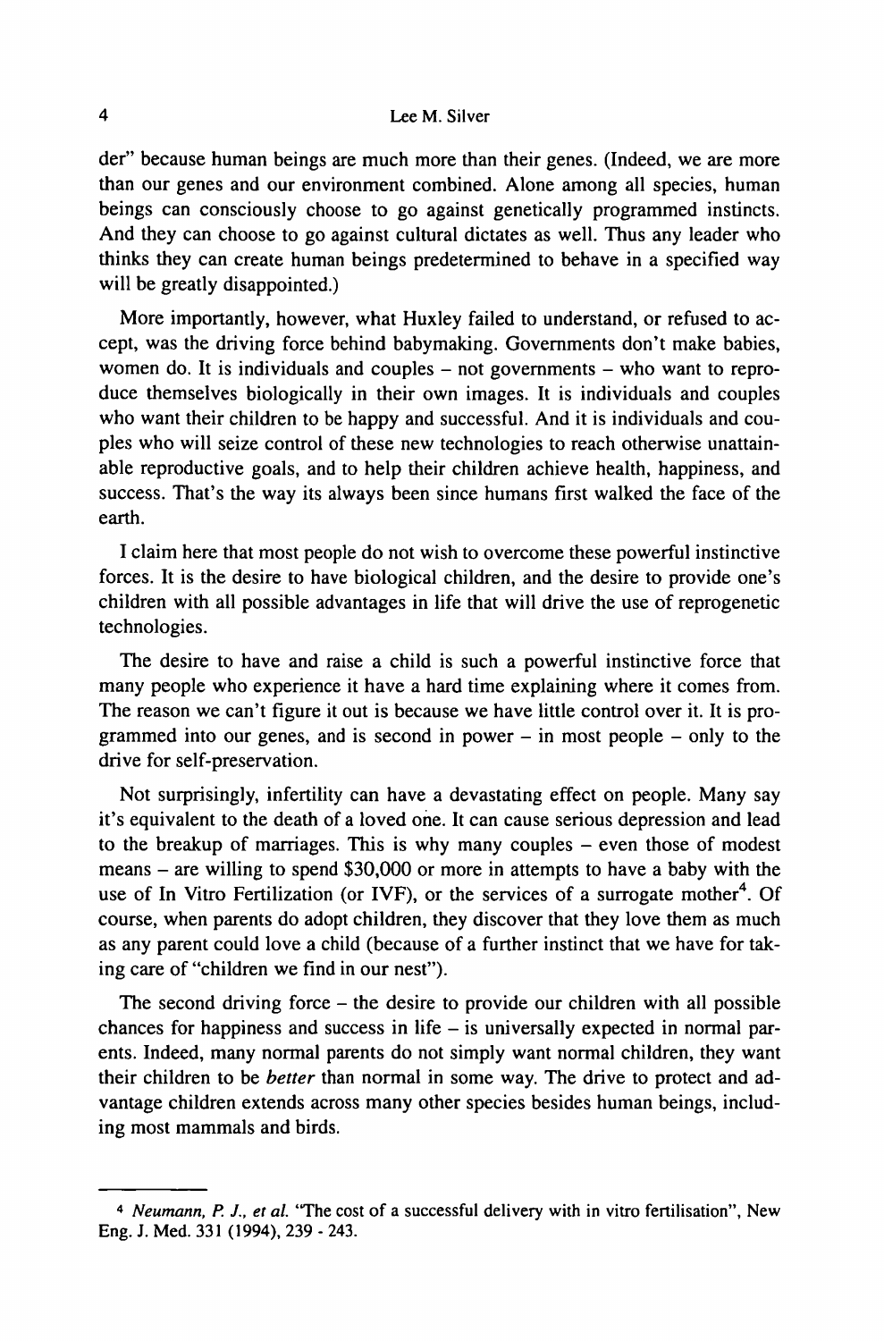der" because human beings are much more than their genes. (Indeed, we are more than our genes and our environment combined. Alone among all species, human beings can consciously choose to go against genetically programmed instincts. And they can choose to go against cultural dictates as well. Thus any leader who thinks they can create human beings predetermined to behave in a specified way will be greatly disappointed.)

More importantly, however, what Huxley failed to understand, or refused to accept, was the driving force behind babymaking. Governments don't make babies, women do. It is individuals and couples – not governments – who want to reproduce themselves biologically in their own images. It is individuals and couples who want their children to be happy and successful. And it is individuals and couples who will seize control of these new technologies to reach otherwise unattainable reproductive goals, and to help their children achieve health, happiness, and success. That's the way its always been since humans first walked the face of the earth.

I claim here that most people do not wish to overcome these powerful instinctive forces. It is the desire to have biological children, and the desire to provide one's children with all possible advantages in life that will drive the use of reprogenetic technologies.

The desire to have and raise a child is such a powerful instinctive force that many people who experience it have a hard time explaining where it comes from. The reason we can't figure it out is because we have little control over it. It is programmed into our genes, and is second in power – in most people – only to the drive for self-preservation.

Not surprisingly, infertility can have a devastating effect on people. Many say it's equivalent to the death of a loved one. It can cause serious depression and lead to the breakup of marriages. This is why many couples – even those of modest means – are willing to spend $30,000 or more in attempts to have a baby with the use of In Vitro Fertilization (or IVF), or the services of a surrogate mother[4]. Of course, when parents do adopt children, they discover that they love them as much as any parent could love a child (because of a further instinct that we have for taking care of "children we find in our nest").

The second driving force – the desire to provide our children with all possible chances for happiness and success in life – is universally expected in normal parents. Indeed, many normal parents do not simply want normal children, they want their children to be *better* than normal in some way. The drive to protect and advantage children extends across many other species besides human beings, including most mammals and birds.

---

[4] *Neumann, P. J., et al.* "The cost of a successful delivery with in vitro fertilisation", New Eng. J. Med. 331 (1994), 239 - 243.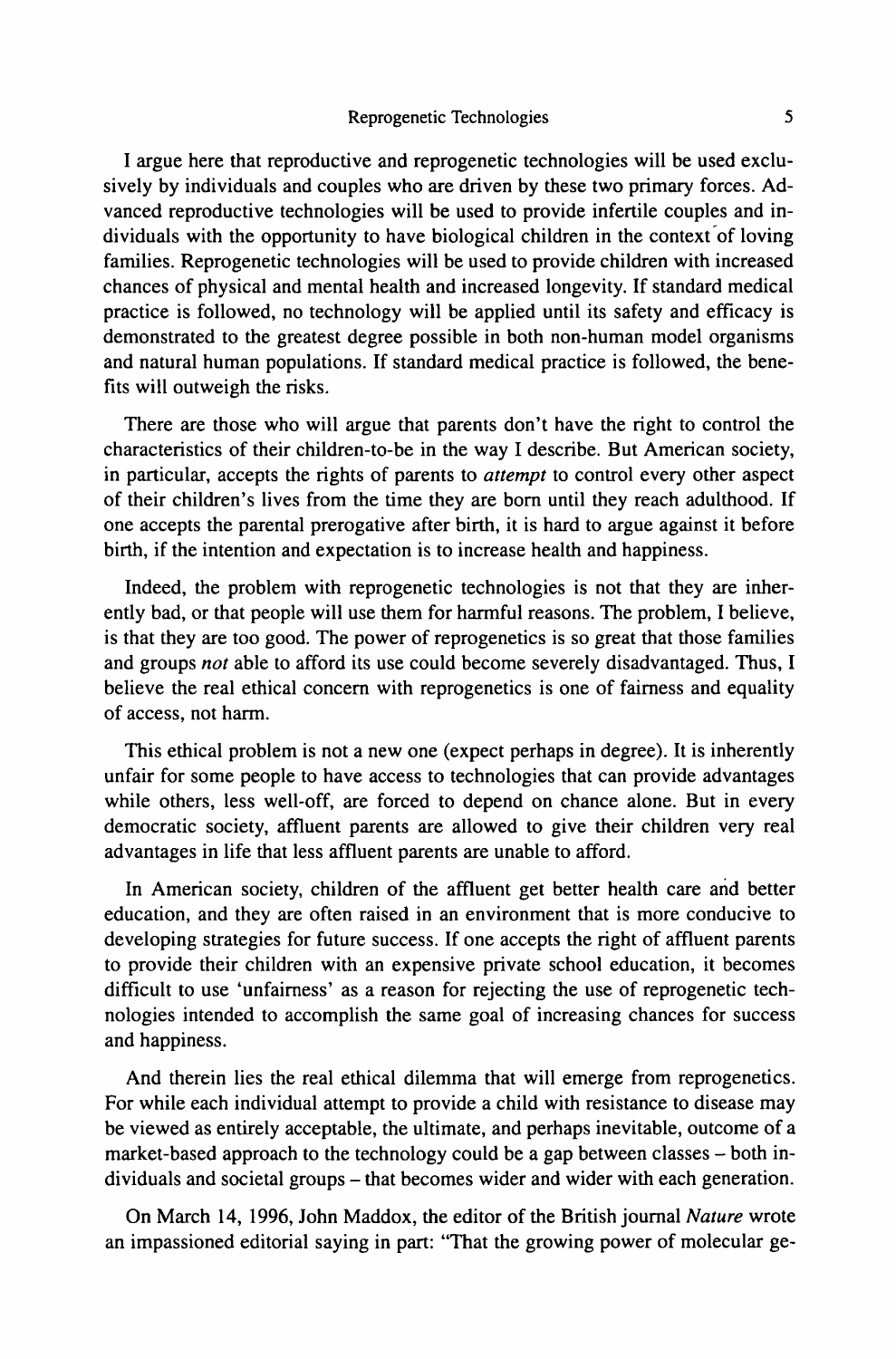I argue here that reproductive and reprogenetic technologies will be used exclusively by individuals and couples who are driven by these two primary forces. Advanced reproductive technologies will be used to provide infertile couples and individuals with the opportunity to have biological children in the context of loving families. Reprogenetic technologies will be used to provide children with increased chances of physical and mental health and increased longevity. If standard medical practice is followed, no technology will be applied until its safety and efficacy is demonstrated to the greatest degree possible in both non-human model organisms and natural human populations. If standard medical practice is followed, the benefits will outweigh the risks.

There are those who will argue that parents don't have the right to control the characteristics of their children-to-be in the way I describe. But American society, in particular, accepts the rights of parents to *attempt* to control every other aspect of their children's lives from the time they are born until they reach adulthood. If one accepts the parental prerogative after birth, it is hard to argue against it before birth, if the intention and expectation is to increase health and happiness.

Indeed, the problem with reprogenetic technologies is not that they are inherently bad, or that people will use them for harmful reasons. The problem, I believe, is that they are too good. The power of reprogenetics is so great that those families and groups *not* able to afford its use could become severely disadvantaged. Thus, I believe the real ethical concern with reprogenetics is one of fairness and equality of access, not harm.

This ethical problem is not a new one (expect perhaps in degree). It is inherently unfair for some people to have access to technologies that can provide advantages while others, less well-off, are forced to depend on chance alone. But in every democratic society, affluent parents are allowed to give their children very real advantages in life that less affluent parents are unable to afford.

In American society, children of the affluent get better health care and better education, and they are often raised in an environment that is more conducive to developing strategies for future success. If one accepts the right of affluent parents to provide their children with an expensive private school education, it becomes difficult to use 'unfairness' as a reason for rejecting the use of reprogenetic technologies intended to accomplish the same goal of increasing chances for success and happiness.

And therein lies the real ethical dilemma that will emerge from reprogenetics. For while each individual attempt to provide a child with resistance to disease may be viewed as entirely acceptable, the ultimate, and perhaps inevitable, outcome of a market-based approach to the technology could be a gap between classes – both individuals and societal groups – that becomes wider and wider with each generation.

On March 14, 1996, John Maddox, the editor of the British journal *Nature* wrote an impassioned editorial saying in part: "That the growing power of molecular ge-